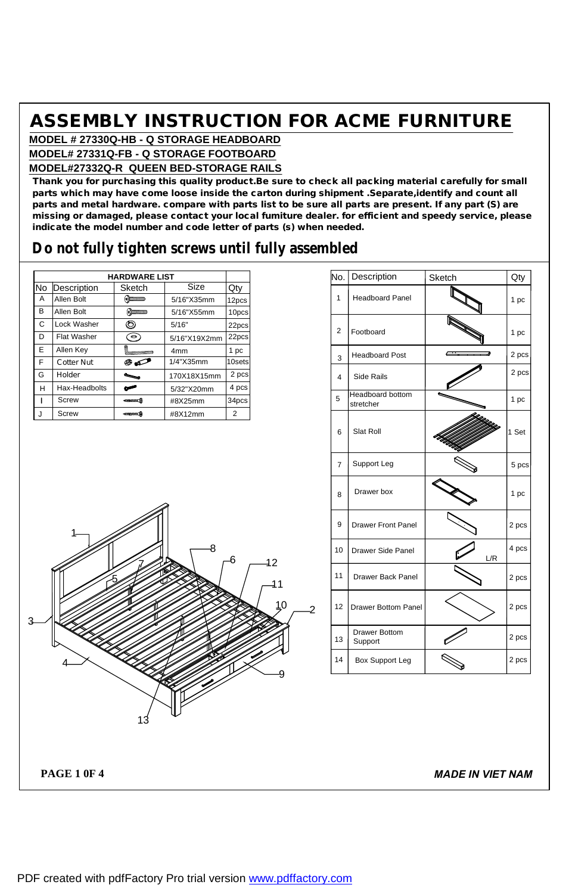# ASSEMBLY INSTRUCTION FOR ACME FURNITURE

**MODEL # 27330Q-HB - Q STORAGE HEADBOARD**

**MODEL# 27331Q-FB - Q STORAGE FOOTBOARD**

**MODEL#27332Q-R QUEEN BED-STORAGE RAILS**

**Thank you for purchasing this quality product.Be sure to check all packing material carefully for small parts which may have come loose inside the carton during shipment .Separate,identify and count all parts and metal hardware. compare with parts list to be sure all parts are present. If any part (S) are missing or damaged, please contact your local fumiture dealer. for efficient and speedy service, please indicate the model number and code letter of parts (s) when needed.**

## Do not fully tighten screws until fully assembled

**HARDWARE LIST**

| No | Description | Sketch | Size | Qty |
|---|---|---|---|---|
| A | Allen Bolt | | 5/16"X35mm | 12pcs |
| B | Allen Bolt | | 5/16"X55mm | 10pcs |
| C | Lock Washer | | 5/16" | 22pcs |
| D | Flat Washer | | 5/16"X19X2mm | 22pcs |
| E | Allen Key | | 4mm | 1 pc |
| F | Cotter Nut | | 1/4"X35mm | 10sets |
| G | Holder | | 170X18X15mm | 2 pcs |
| H | Hax-Headbolts | | 5/32"X20mm | 4 pcs |
| I | Screw | | #8X25mm | 34pcs |
| J | Screw | | #8X12mm | 2 |

| No. | Description | Sketch | Qty |
|---|---|---|---|
| 1 | Headboard Panel | | 1 pc |
| 2 | Footboard | | 1 pc |
| 3 | Headboard Post | | 2 pcs |
| 4 | Side Rails | | 2 pcs |
| 5 | Headboard bottom stretcher | | 1 pc |
| 6 | Slat Roll | | 1 Set |
| 7 | Support Leg | | 5 pcs |
| 8 | Drawer box | | 1 pc |
| 9 | Drawer Front Panel | | 2 pcs |
| 10 | Drawer Side Panel | L/R | 4 pcs |
| 11 | Drawer Back Panel | | 2 pcs |
| 12 | Drawer Bottom Panel | | 2 pcs |
| 13 | Drawer Bottom Support | | 2 pcs |
| 14 | Box Support Leg | | 2 pcs |

**MADE IN VIET NAM**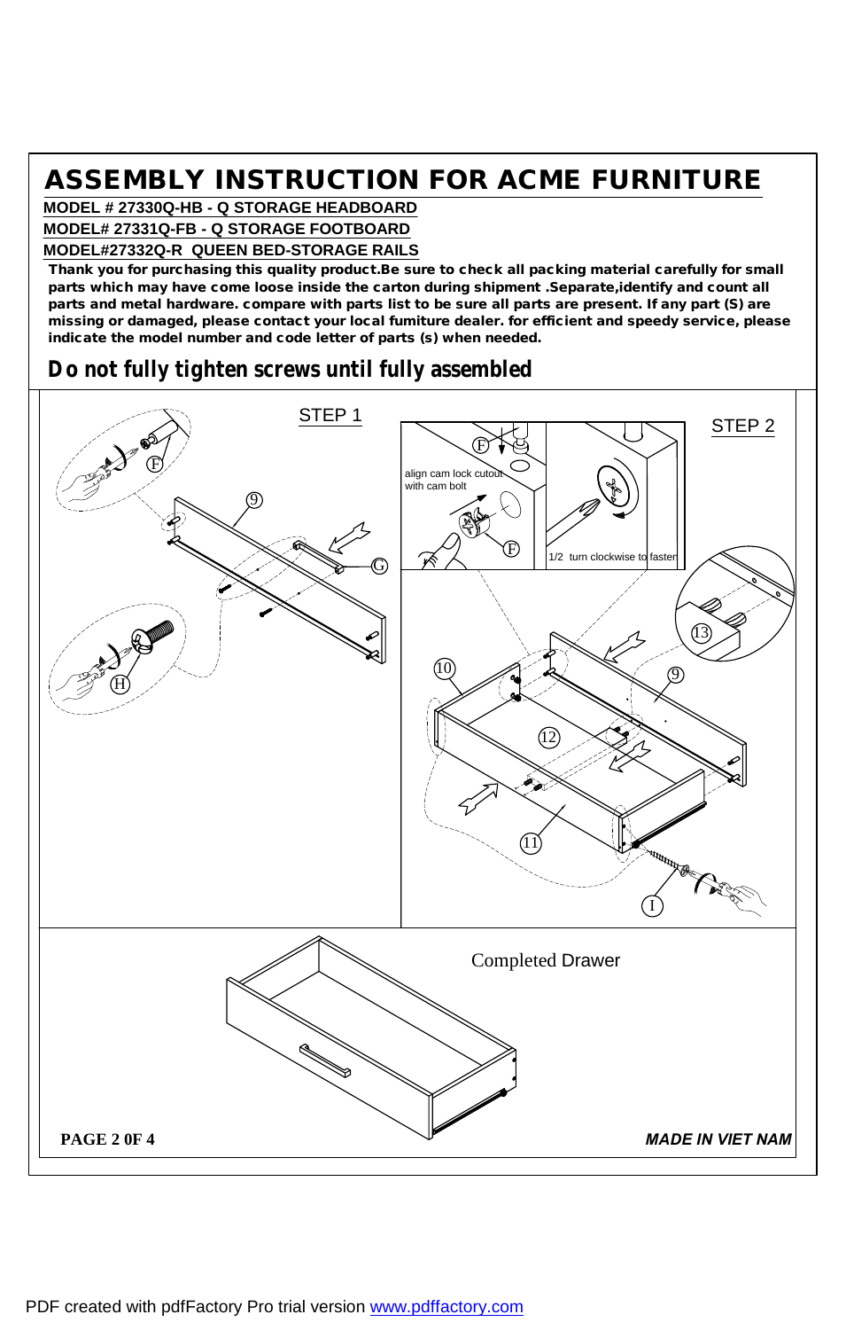# ASSEMBLY INSTRUCTION FOR ACME FURNITURE

**MODEL # 27330Q-HB - Q STORAGE HEADBOARD**

**MODEL# 27331Q-FB - Q STORAGE FOOTBOARD**

**MODEL#27332Q-R QUEEN BED-STORAGE RAILS**

**Thank you for purchasing this quality product.Be sure to check all packing material carefully for small parts which may have come loose inside the carton during shipment .Separate,identify and count all parts and metal hardware. compare with parts list to be sure all parts are present. If any part (S) are missing or damaged, please contact your local fumiture dealer. for efficient and speedy service, please indicate the model number and code letter of parts (s) when needed.**

***Do not fully tighten screws until fully assembled***

STEP 1

STEP 2

align cam lock cutout with cam bolt

1/2 turn clockwise to fasten

Completed Drawer

***MADE IN VIET NAM***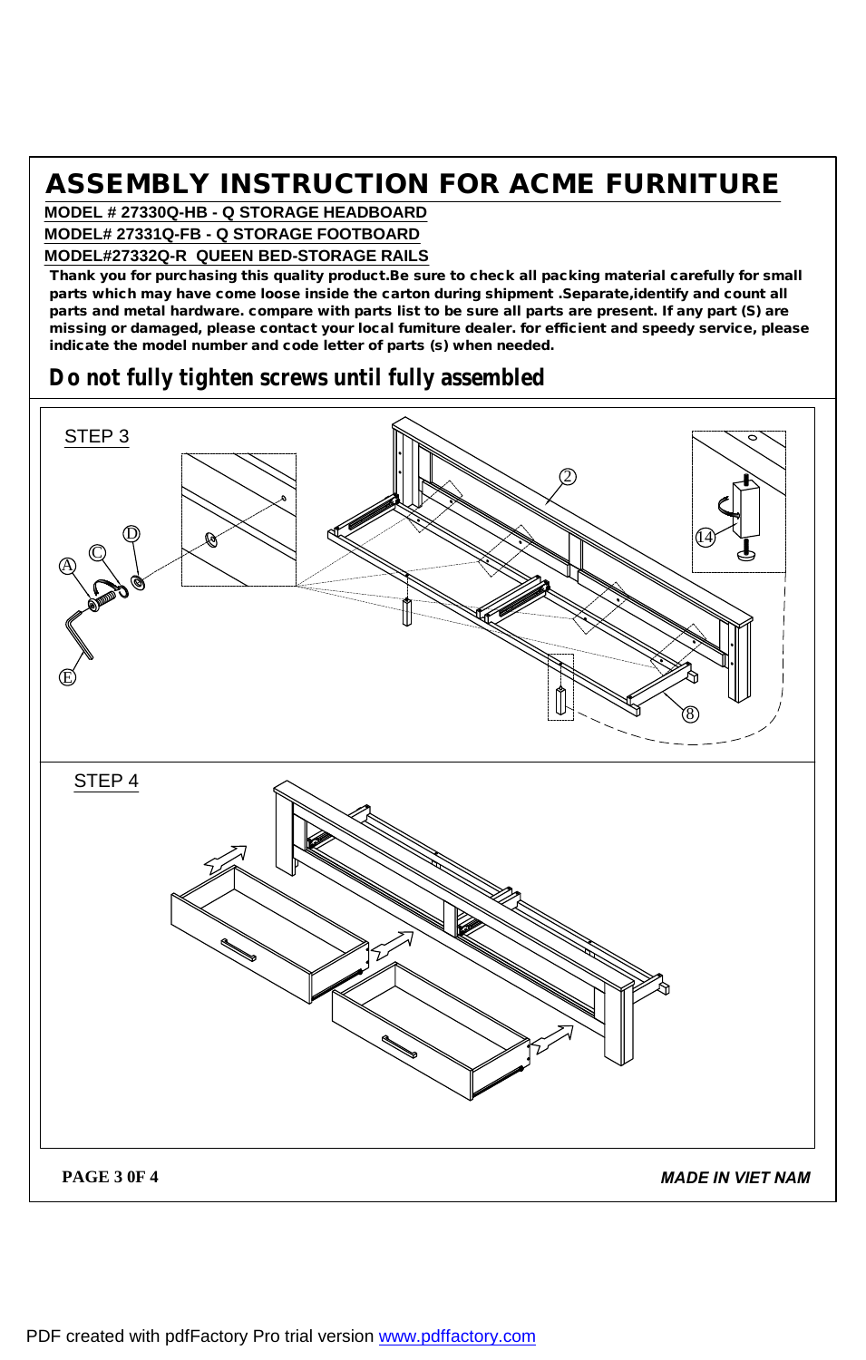# ASSEMBLY INSTRUCTION FOR ACME FURNITURE

**MODEL # 27330Q-HB - Q STORAGE HEADBOARD**

**MODEL# 27331Q-FB - Q STORAGE FOOTBOARD**

**MODEL#27332Q-R QUEEN BED-STORAGE RAILS**

**Thank you for purchasing this quality product.Be sure to check all packing material carefully for small parts which may have come loose inside the carton during shipment .Separate,identify and count all parts and metal hardware. compare with parts list to be sure all parts are present. If any part (S) are missing or damaged, please contact your local fumiture dealer. for efficient and speedy service, please indicate the model number and code letter of parts (s) when needed.**

***Do not fully tighten screws until fully assembled***

STEP 3

Ⓐ Ⓒ Ⓓ Ⓔ ② ⑭ ⑧

STEP 4

***MADE IN VIET NAM***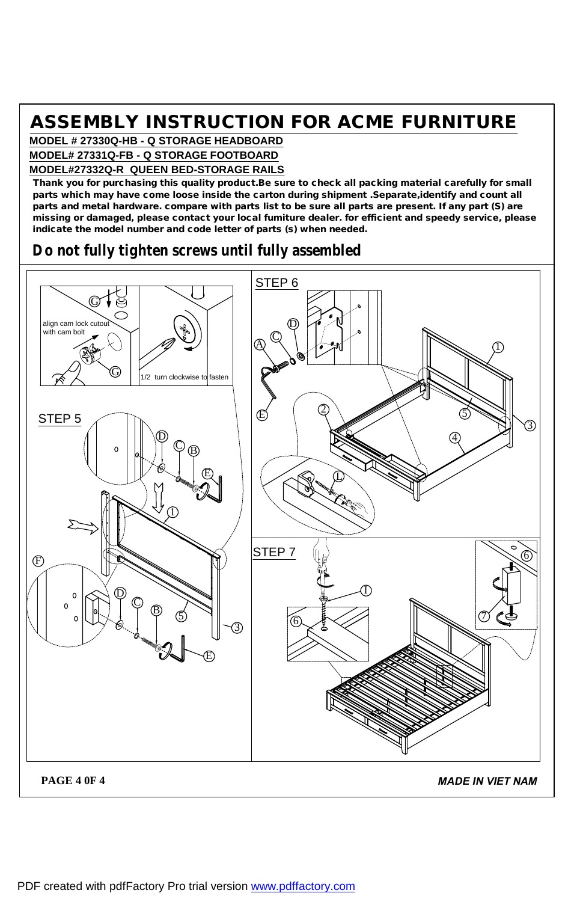# ASSEMBLY INSTRUCTION FOR ACME FURNITURE

**MODEL # 27330Q-HB - Q STORAGE HEADBOARD**

**MODEL# 27331Q-FB - Q STORAGE FOOTBOARD**

**MODEL#27332Q-R QUEEN BED-STORAGE RAILS**

**Thank you for purchasing this quality product.Be sure to check all packing material carefully for small parts which may have come loose inside the carton during shipment .Separate,identify and count all parts and metal hardware. compare with parts list to be sure all parts are present. If any part (S) are missing or damaged, please contact your local fumiture dealer. for efficient and speedy service, please indicate the model number and code letter of parts (s) when needed.**

***Do not fully tighten screws until fully assembled***

align cam lock cutout with cam bolt

G

1/2 turn clockwise to fasten

STEP 5

D C B E 1 F D C B 5 3 E

STEP 6

D A C E 1 2 5 3 4 L

STEP 7

I 6 6 7

**PAGE 4 0F 4**

***MADE IN VIET NAM***